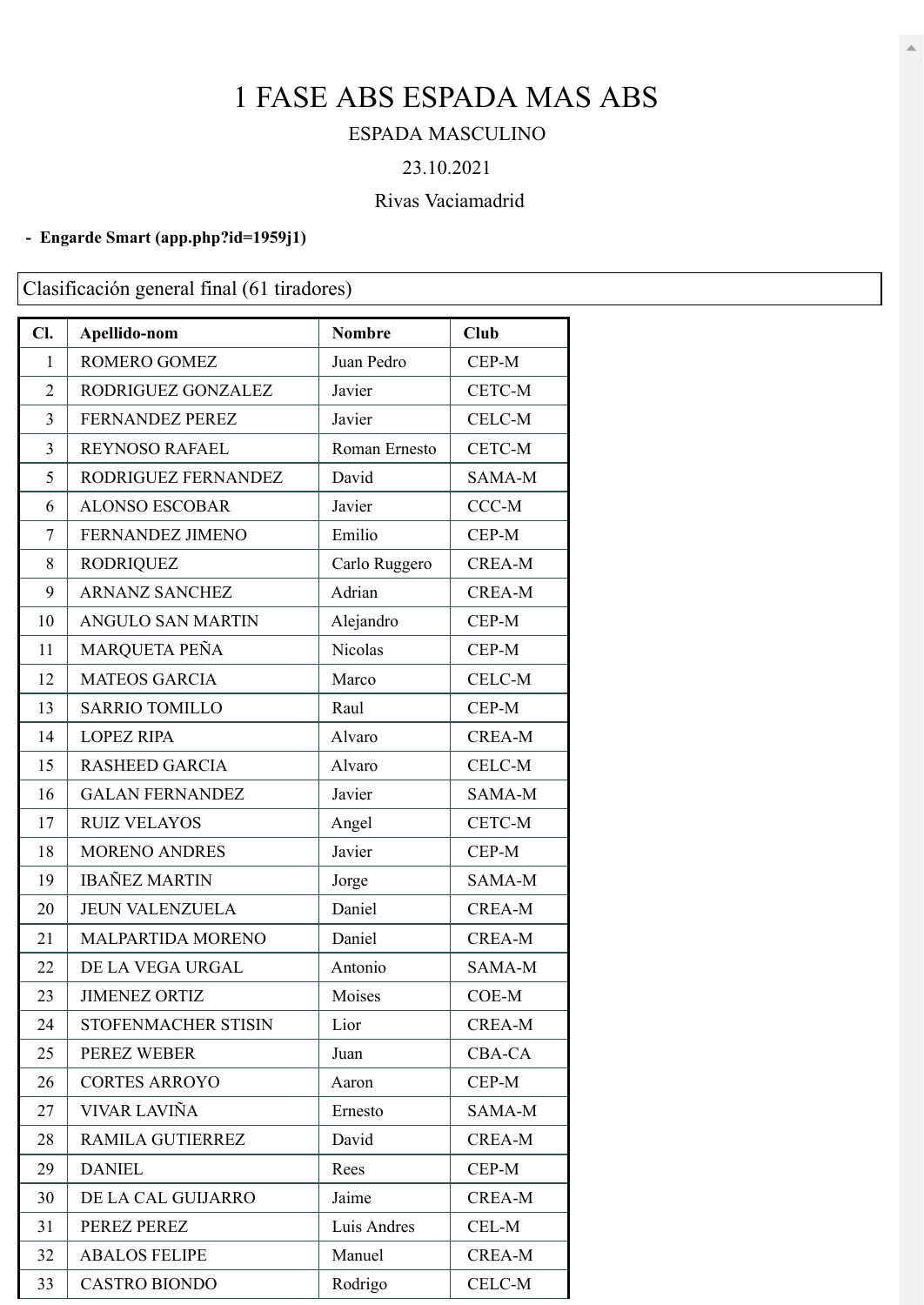# 1 FASE ABS ESPADA MAS ABS

ESPADA MASCULINO

23.10.2021

Rivas Vaciamadrid

- **Engarde Smart (app.php?id=1959j1)**

Clasificación general final (61 tiradores)

| Cl. | Apellido-nom | Nombre | Club |
|---|---|---|---|
| 1 | ROMERO GOMEZ | Juan Pedro | CEP-M |
| 2 | RODRIGUEZ GONZALEZ | Javier | CETC-M |
| 3 | FERNANDEZ PEREZ | Javier | CELC-M |
| 3 | REYNOSO RAFAEL | Roman Ernesto | CETC-M |
| 5 | RODRIGUEZ FERNANDEZ | David | SAMA-M |
| 6 | ALONSO ESCOBAR | Javier | CCC-M |
| 7 | FERNANDEZ JIMENO | Emilio | CEP-M |
| 8 | RODRIQUEZ | Carlo Ruggero | CREA-M |
| 9 | ARNANZ SANCHEZ | Adrian | CREA-M |
| 10 | ANGULO SAN MARTIN | Alejandro | CEP-M |
| 11 | MARQUETA PEÑA | Nicolas | CEP-M |
| 12 | MATEOS GARCIA | Marco | CELC-M |
| 13 | SARRIO TOMILLO | Raul | CEP-M |
| 14 | LOPEZ RIPA | Alvaro | CREA-M |
| 15 | RASHEED GARCIA | Alvaro | CELC-M |
| 16 | GALAN FERNANDEZ | Javier | SAMA-M |
| 17 | RUIZ VELAYOS | Angel | CETC-M |
| 18 | MORENO ANDRES | Javier | CEP-M |
| 19 | IBAÑEZ MARTIN | Jorge | SAMA-M |
| 20 | JEUN VALENZUELA | Daniel | CREA-M |
| 21 | MALPARTIDA MORENO | Daniel | CREA-M |
| 22 | DE LA VEGA URGAL | Antonio | SAMA-M |
| 23 | JIMENEZ ORTIZ | Moises | COE-M |
| 24 | STOFENMACHER STISIN | Lior | CREA-M |
| 25 | PEREZ WEBER | Juan | CBA-CA |
| 26 | CORTES ARROYO | Aaron | CEP-M |
| 27 | VIVAR LAVIÑA | Ernesto | SAMA-M |
| 28 | RAMILA GUTIERREZ | David | CREA-M |
| 29 | DANIEL | Rees | CEP-M |
| 30 | DE LA CAL GUIJARRO | Jaime | CREA-M |
| 31 | PEREZ PEREZ | Luis Andres | CEL-M |
| 32 | ABALOS FELIPE | Manuel | CREA-M |
| 33 | CASTRO BIONDO | Rodrigo | CELC-M |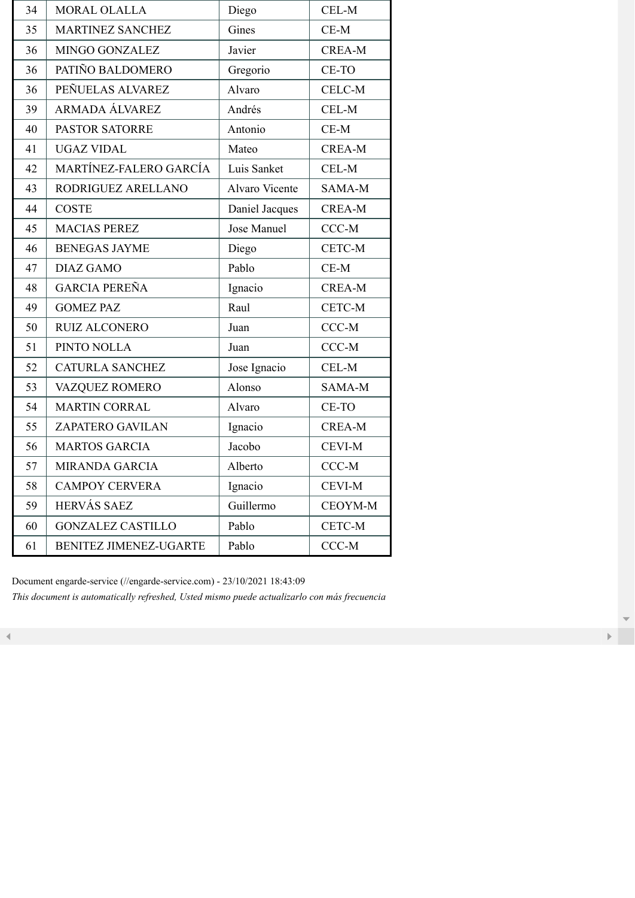| | | | |
|---|---|---|---|
| 34 | MORAL OLALLA | Diego | CEL-M |
| 35 | MARTINEZ SANCHEZ | Gines | CE-M |
| 36 | MINGO GONZALEZ | Javier | CREA-M |
| 36 | PATIÑO BALDOMERO | Gregorio | CE-TO |
| 36 | PEÑUELAS ALVAREZ | Alvaro | CELC-M |
| 39 | ARMADA ÁLVAREZ | Andrés | CEL-M |
| 40 | PASTOR SATORRE | Antonio | CE-M |
| 41 | UGAZ VIDAL | Mateo | CREA-M |
| 42 | MARTÍNEZ-FALERO GARCÍA | Luis Sanket | CEL-M |
| 43 | RODRIGUEZ ARELLANO | Alvaro Vicente | SAMA-M |
| 44 | COSTE | Daniel Jacques | CREA-M |
| 45 | MACIAS PEREZ | Jose Manuel | CCC-M |
| 46 | BENEGAS JAYME | Diego | CETC-M |
| 47 | DIAZ GAMO | Pablo | CE-M |
| 48 | GARCIA PEREÑA | Ignacio | CREA-M |
| 49 | GOMEZ PAZ | Raul | CETC-M |
| 50 | RUIZ ALCONERO | Juan | CCC-M |
| 51 | PINTO NOLLA | Juan | CCC-M |
| 52 | CATURLA SANCHEZ | Jose Ignacio | CEL-M |
| 53 | VAZQUEZ ROMERO | Alonso | SAMA-M |
| 54 | MARTIN CORRAL | Alvaro | CE-TO |
| 55 | ZAPATERO GAVILAN | Ignacio | CREA-M |
| 56 | MARTOS GARCIA | Jacobo | CEVI-M |
| 57 | MIRANDA GARCIA | Alberto | CCC-M |
| 58 | CAMPOY CERVERA | Ignacio | CEVI-M |
| 59 | HERVÁS SAEZ | Guillermo | CEOYM-M |
| 60 | GONZALEZ CASTILLO | Pablo | CETC-M |
| 61 | BENITEZ JIMENEZ-UGARTE | Pablo | CCC-M |

Document engarde-service (//engarde-service.com) - 23/10/2021 18:43:09

*This document is automatically refreshed, Usted mismo puede actualizarlo con más frecuencia*